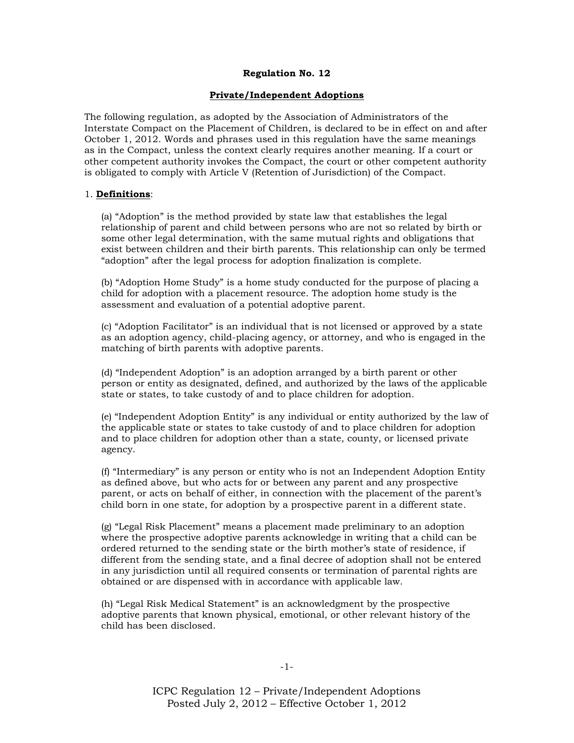**Regulation No. 12**

**Private/Independent Adoptions**

The following regulation, as adopted by the Association of Administrators of the Interstate Compact on the Placement of Children, is declared to be in effect on and after October 1, 2012. Words and phrases used in this regulation have the same meanings as in the Compact, unless the context clearly requires another meaning. If a court or other competent authority invokes the Compact, the court or other competent authority is obligated to comply with Article V (Retention of Jurisdiction) of the Compact.

1. **Definitions**:

(a) "Adoption" is the method provided by state law that establishes the legal relationship of parent and child between persons who are not so related by birth or some other legal determination, with the same mutual rights and obligations that exist between children and their birth parents. This relationship can only be termed "adoption" after the legal process for adoption finalization is complete.

(b) "Adoption Home Study" is a home study conducted for the purpose of placing a child for adoption with a placement resource. The adoption home study is the assessment and evaluation of a potential adoptive parent.

(c) "Adoption Facilitator" is an individual that is not licensed or approved by a state as an adoption agency, child-placing agency, or attorney, and who is engaged in the matching of birth parents with adoptive parents.

(d) "Independent Adoption" is an adoption arranged by a birth parent or other person or entity as designated, defined, and authorized by the laws of the applicable state or states, to take custody of and to place children for adoption.

(e) "Independent Adoption Entity" is any individual or entity authorized by the law of the applicable state or states to take custody of and to place children for adoption and to place children for adoption other than a state, county, or licensed private agency.

(f) "Intermediary" is any person or entity who is not an Independent Adoption Entity as defined above, but who acts for or between any parent and any prospective parent, or acts on behalf of either, in connection with the placement of the parent's child born in one state, for adoption by a prospective parent in a different state.

(g) "Legal Risk Placement" means a placement made preliminary to an adoption where the prospective adoptive parents acknowledge in writing that a child can be ordered returned to the sending state or the birth mother's state of residence, if different from the sending state, and a final decree of adoption shall not be entered in any jurisdiction until all required consents or termination of parental rights are obtained or are dispensed with in accordance with applicable law.

(h) "Legal Risk Medical Statement" is an acknowledgment by the prospective adoptive parents that known physical, emotional, or other relevant history of the child has been disclosed.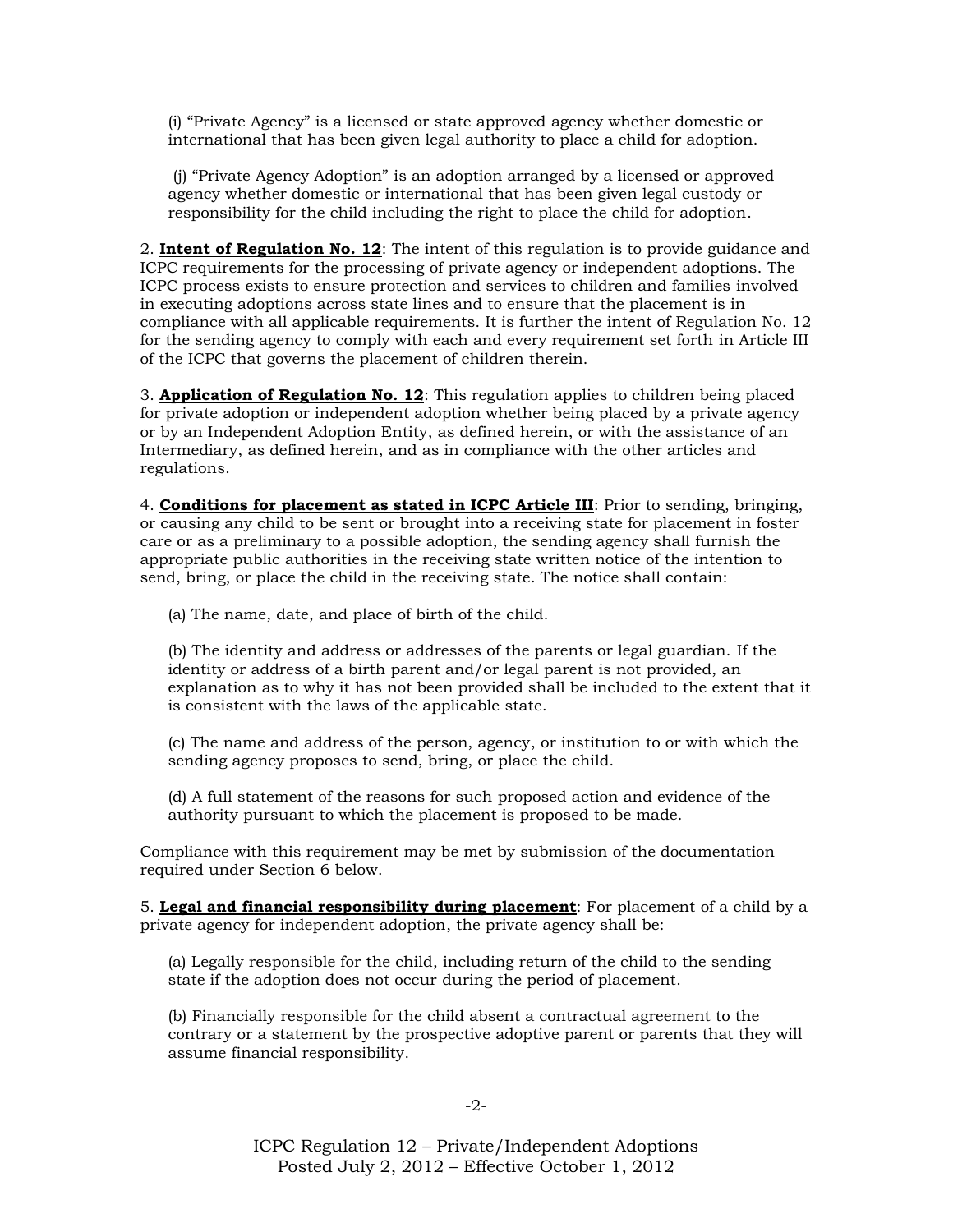(i) “Private Agency” is a licensed or state approved agency whether domestic or international that has been given legal authority to place a child for adoption.

(j) “Private Agency Adoption” is an adoption arranged by a licensed or approved agency whether domestic or international that has been given legal custody or responsibility for the child including the right to place the child for adoption.

2. **Intent of Regulation No. 12**: The intent of this regulation is to provide guidance and ICPC requirements for the processing of private agency or independent adoptions. The ICPC process exists to ensure protection and services to children and families involved in executing adoptions across state lines and to ensure that the placement is in compliance with all applicable requirements. It is further the intent of Regulation No. 12 for the sending agency to comply with each and every requirement set forth in Article III of the ICPC that governs the placement of children therein.

3. **Application of Regulation No. 12**: This regulation applies to children being placed for private adoption or independent adoption whether being placed by a private agency or by an Independent Adoption Entity, as defined herein, or with the assistance of an Intermediary, as defined herein, and as in compliance with the other articles and regulations.

4. **Conditions for placement as stated in ICPC Article III**: Prior to sending, bringing, or causing any child to be sent or brought into a receiving state for placement in foster care or as a preliminary to a possible adoption, the sending agency shall furnish the appropriate public authorities in the receiving state written notice of the intention to send, bring, or place the child in the receiving state. The notice shall contain:

(a) The name, date, and place of birth of the child.

(b) The identity and address or addresses of the parents or legal guardian. If the identity or address of a birth parent and/or legal parent is not provided, an explanation as to why it has not been provided shall be included to the extent that it is consistent with the laws of the applicable state.

(c) The name and address of the person, agency, or institution to or with which the sending agency proposes to send, bring, or place the child.

(d) A full statement of the reasons for such proposed action and evidence of the authority pursuant to which the placement is proposed to be made.

Compliance with this requirement may be met by submission of the documentation required under Section 6 below.

5. **Legal and financial responsibility during placement**: For placement of a child by a private agency for independent adoption, the private agency shall be:

(a) Legally responsible for the child, including return of the child to the sending state if the adoption does not occur during the period of placement.

(b) Financially responsible for the child absent a contractual agreement to the contrary or a statement by the prospective adoptive parent or parents that they will assume financial responsibility.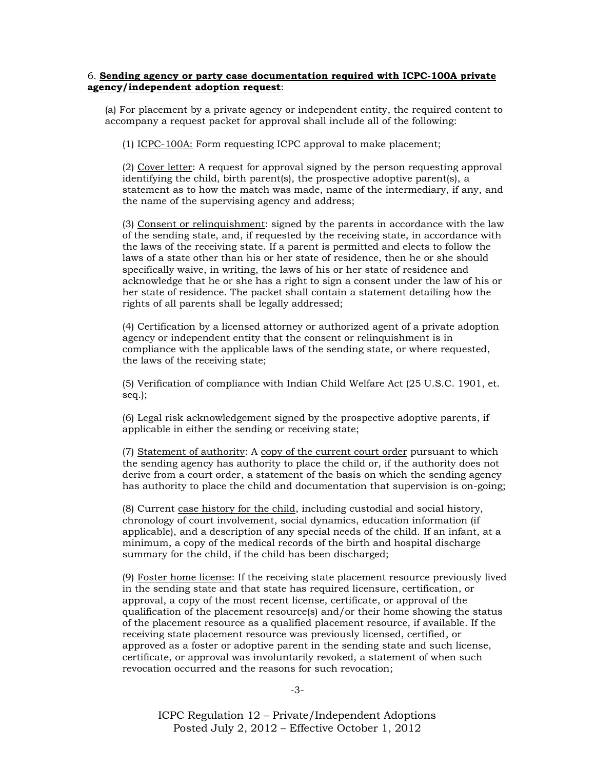6. **<u>Sending agency or party case documentation required with ICPC-100A private agency/independent adoption request</u>**:

(a) For placement by a private agency or independent entity, the required content to accompany a request packet for approval shall include all of the following:

(1) <u>ICPC-100A:</u> Form requesting ICPC approval to make placement;

(2) <u>Cover letter</u>: A request for approval signed by the person requesting approval identifying the child, birth parent(s), the prospective adoptive parent(s), a statement as to how the match was made, name of the intermediary, if any, and the name of the supervising agency and address;

(3) <u>Consent or relinquishment</u>: signed by the parents in accordance with the law of the sending state, and, if requested by the receiving state, in accordance with the laws of the receiving state. If a parent is permitted and elects to follow the laws of a state other than his or her state of residence, then he or she should specifically waive, in writing, the laws of his or her state of residence and acknowledge that he or she has a right to sign a consent under the law of his or her state of residence. The packet shall contain a statement detailing how the rights of all parents shall be legally addressed;

(4) Certification by a licensed attorney or authorized agent of a private adoption agency or independent entity that the consent or relinquishment is in compliance with the applicable laws of the sending state, or where requested, the laws of the receiving state;

(5) Verification of compliance with Indian Child Welfare Act (25 U.S.C. 1901, et. seq.);

(6) Legal risk acknowledgement signed by the prospective adoptive parents, if applicable in either the sending or receiving state;

(7) <u>Statement of authority</u>: A <u>copy of the current court order</u> pursuant to which the sending agency has authority to place the child or, if the authority does not derive from a court order, a statement of the basis on which the sending agency has authority to place the child and documentation that supervision is on-going;

(8) Current <u>case history for the child</u>, including custodial and social history, chronology of court involvement, social dynamics, education information (if applicable), and a description of any special needs of the child. If an infant, at a minimum, a copy of the medical records of the birth and hospital discharge summary for the child, if the child has been discharged;

(9) <u>Foster home license</u>: If the receiving state placement resource previously lived in the sending state and that state has required licensure, certification, or approval, a copy of the most recent license, certificate, or approval of the qualification of the placement resource(s) and/or their home showing the status of the placement resource as a qualified placement resource, if available. If the receiving state placement resource was previously licensed, certified, or approved as a foster or adoptive parent in the sending state and such license, certificate, or approval was involuntarily revoked, a statement of when such revocation occurred and the reasons for such revocation;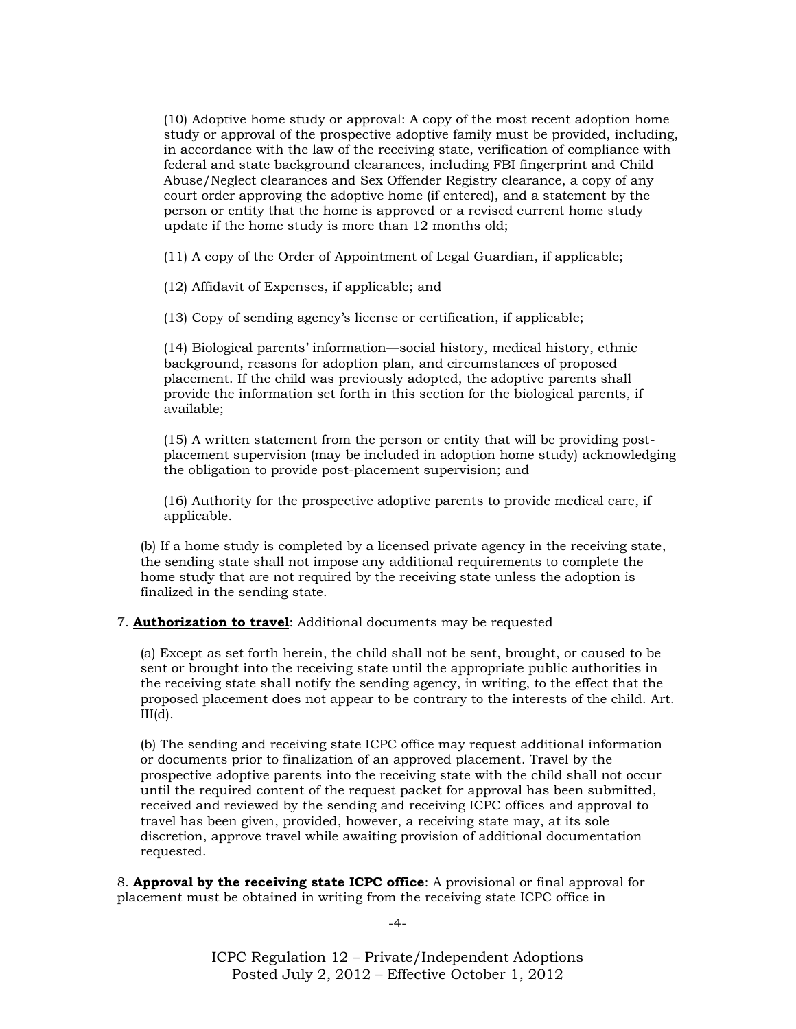(10) Adoptive home study or approval: A copy of the most recent adoption home study or approval of the prospective adoptive family must be provided, including, in accordance with the law of the receiving state, verification of compliance with federal and state background clearances, including FBI fingerprint and Child Abuse/Neglect clearances and Sex Offender Registry clearance, a copy of any court order approving the adoptive home (if entered), and a statement by the person or entity that the home is approved or a revised current home study update if the home study is more than 12 months old;

(11) A copy of the Order of Appointment of Legal Guardian, if applicable;

(12) Affidavit of Expenses, if applicable; and

(13) Copy of sending agency's license or certification, if applicable;

(14) Biological parents' information—social history, medical history, ethnic background, reasons for adoption plan, and circumstances of proposed placement. If the child was previously adopted, the adoptive parents shall provide the information set forth in this section for the biological parents, if available;

(15) A written statement from the person or entity that will be providing post-placement supervision (may be included in adoption home study) acknowledging the obligation to provide post-placement supervision; and

(16) Authority for the prospective adoptive parents to provide medical care, if applicable.

(b) If a home study is completed by a licensed private agency in the receiving state, the sending state shall not impose any additional requirements to complete the home study that are not required by the receiving state unless the adoption is finalized in the sending state.

7. **Authorization to travel**: Additional documents may be requested

(a) Except as set forth herein, the child shall not be sent, brought, or caused to be sent or brought into the receiving state until the appropriate public authorities in the receiving state shall notify the sending agency, in writing, to the effect that the proposed placement does not appear to be contrary to the interests of the child. Art. III(d).

(b) The sending and receiving state ICPC office may request additional information or documents prior to finalization of an approved placement. Travel by the prospective adoptive parents into the receiving state with the child shall not occur until the required content of the request packet for approval has been submitted, received and reviewed by the sending and receiving ICPC offices and approval to travel has been given, provided, however, a receiving state may, at its sole discretion, approve travel while awaiting provision of additional documentation requested.

8. **Approval by the receiving state ICPC office**: A provisional or final approval for placement must be obtained in writing from the receiving state ICPC office in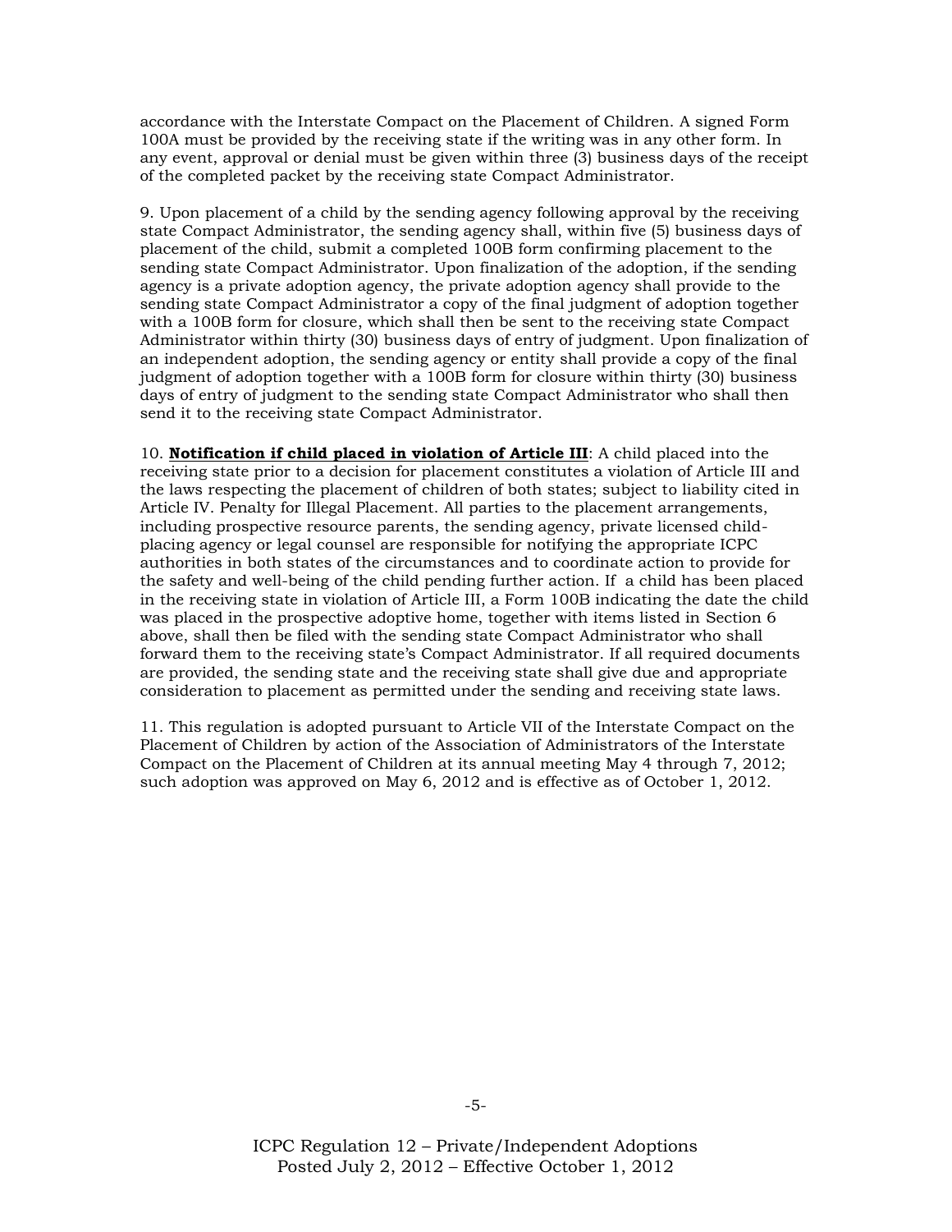accordance with the Interstate Compact on the Placement of Children. A signed Form 100A must be provided by the receiving state if the writing was in any other form. In any event, approval or denial must be given within three (3) business days of the receipt of the completed packet by the receiving state Compact Administrator.

9. Upon placement of a child by the sending agency following approval by the receiving state Compact Administrator, the sending agency shall, within five (5) business days of placement of the child, submit a completed 100B form confirming placement to the sending state Compact Administrator. Upon finalization of the adoption, if the sending agency is a private adoption agency, the private adoption agency shall provide to the sending state Compact Administrator a copy of the final judgment of adoption together with a 100B form for closure, which shall then be sent to the receiving state Compact Administrator within thirty (30) business days of entry of judgment. Upon finalization of an independent adoption, the sending agency or entity shall provide a copy of the final judgment of adoption together with a 100B form for closure within thirty (30) business days of entry of judgment to the sending state Compact Administrator who shall then send it to the receiving state Compact Administrator.

10. **Notification if child placed in violation of Article III**: A child placed into the receiving state prior to a decision for placement constitutes a violation of Article III and the laws respecting the placement of children of both states; subject to liability cited in Article IV. Penalty for Illegal Placement. All parties to the placement arrangements, including prospective resource parents, the sending agency, private licensed child-placing agency or legal counsel are responsible for notifying the appropriate ICPC authorities in both states of the circumstances and to coordinate action to provide for the safety and well-being of the child pending further action. If a child has been placed in the receiving state in violation of Article III, a Form 100B indicating the date the child was placed in the prospective adoptive home, together with items listed in Section 6 above, shall then be filed with the sending state Compact Administrator who shall forward them to the receiving state's Compact Administrator. If all required documents are provided, the sending state and the receiving state shall give due and appropriate consideration to placement as permitted under the sending and receiving state laws.

11. This regulation is adopted pursuant to Article VII of the Interstate Compact on the Placement of Children by action of the Association of Administrators of the Interstate Compact on the Placement of Children at its annual meeting May 4 through 7, 2012; such adoption was approved on May 6, 2012 and is effective as of October 1, 2012.